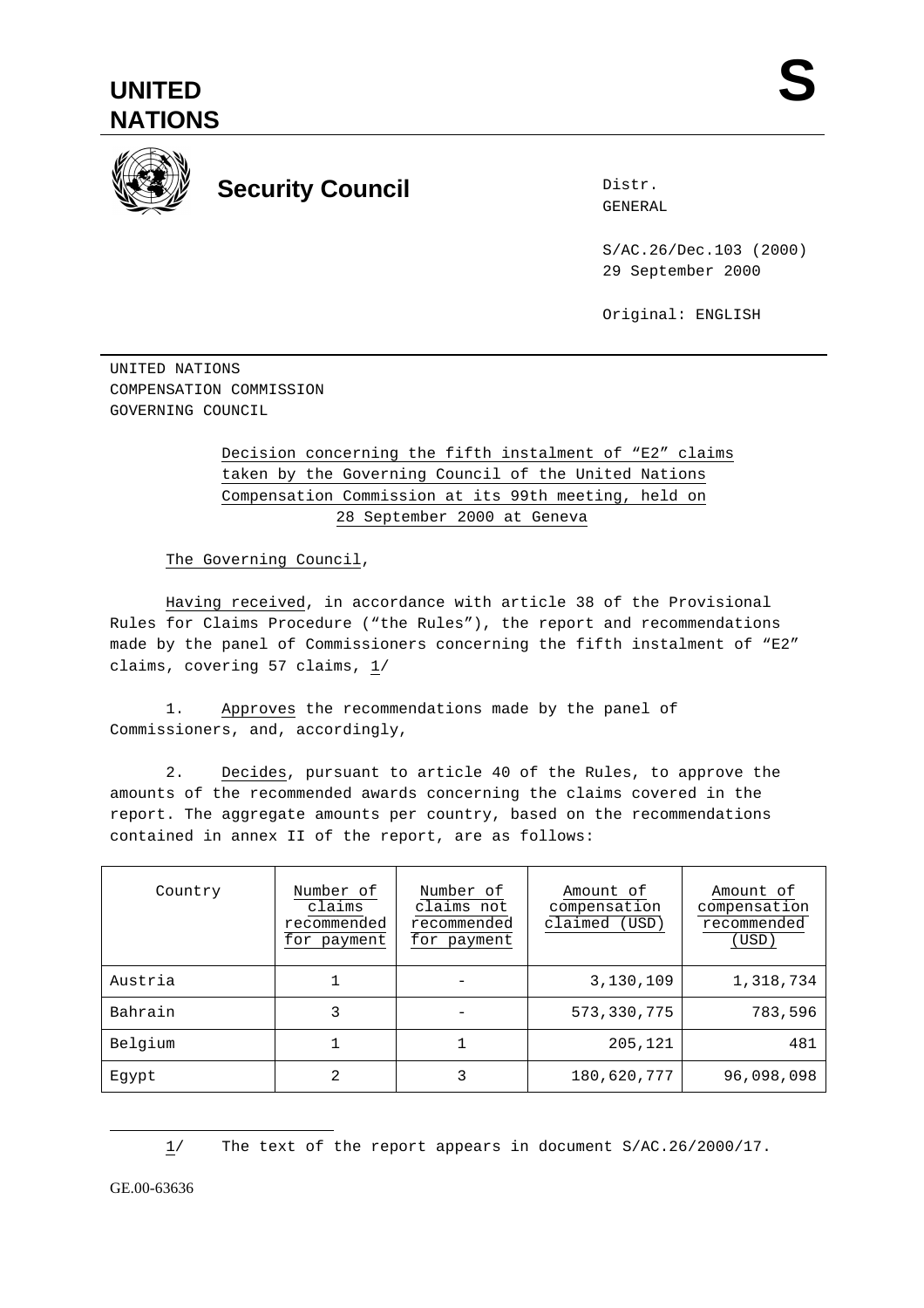# UNITED NATIONS

**S**

## Security Council

Distr.
GENERAL

S/AC.26/Dec.103 (2000)
29 September 2000

Original: ENGLISH

UNITED NATIONS
COMPENSATION COMMISSION
GOVERNING COUNCIL

Decision concerning the fifth instalment of "E2" claims taken by the Governing Council of the United Nations Compensation Commission at its 99th meeting, held on 28 September 2000 at Geneva

The Governing Council,

Having received, in accordance with article 38 of the Provisional Rules for Claims Procedure ("the Rules"), the report and recommendations made by the panel of Commissioners concerning the fifth instalment of "E2" claims, covering 57 claims, 1/

1. Approves the recommendations made by the panel of Commissioners, and, accordingly,

2. Decides, pursuant to article 40 of the Rules, to approve the amounts of the recommended awards concerning the claims covered in the report. The aggregate amounts per country, based on the recommendations contained in annex II of the report, are as follows:

| Country | Number of claims recommended for payment | Number of claims not recommended for payment | Amount of compensation claimed (USD) | Amount of compensation recommended (USD) |
|---|---|---|---|---|
| Austria | 1 | - | 3,130,109 | 1,318,734 |
| Bahrain | 3 | - | 573,330,775 | 783,596 |
| Belgium | 1 | 1 | 205,121 | 481 |
| Egypt | 2 | 3 | 180,620,777 | 96,098,098 |

1/ The text of the report appears in document S/AC.26/2000/17.

GE.00-63636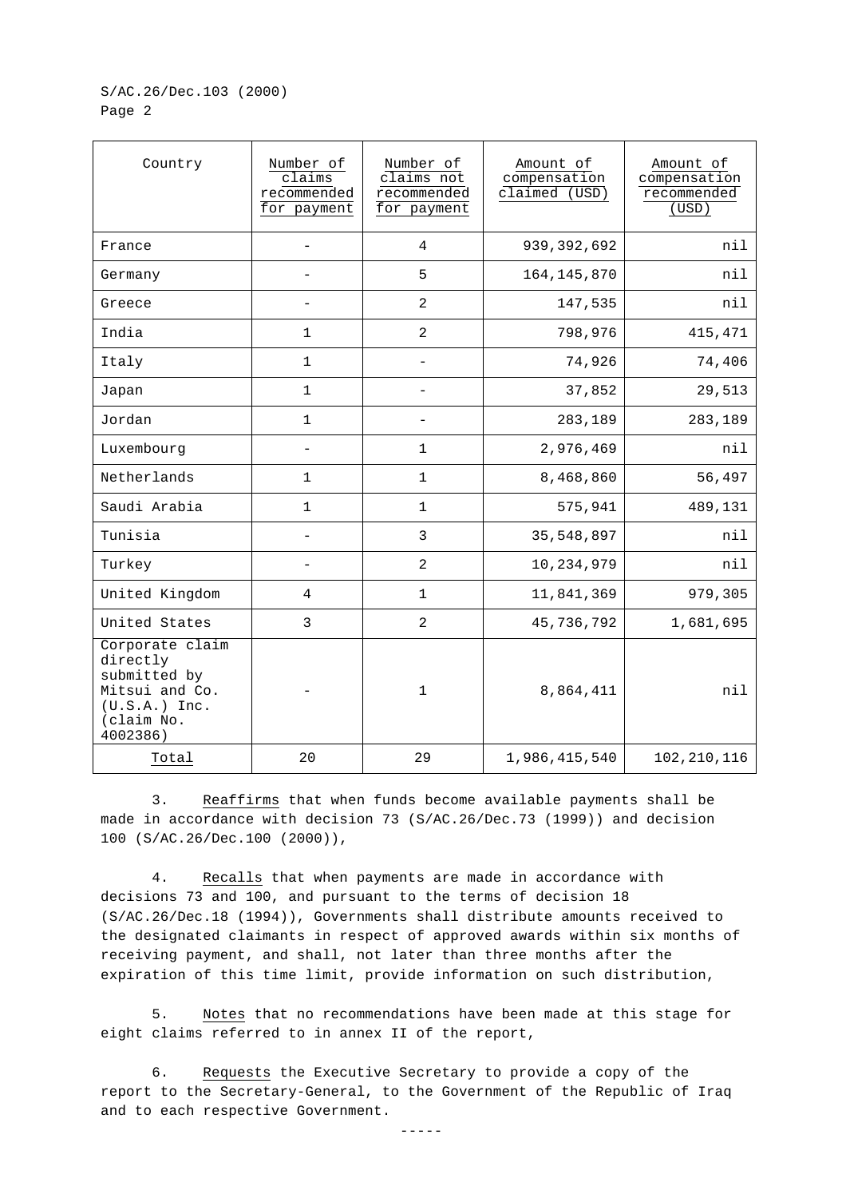| Country | Number of claims recommended for payment | Number of claims not recommended for payment | Amount of compensation claimed (USD) | Amount of compensation recommended (USD) |
|---|---|---|---|---|
| France | - | 4 | 939,392,692 | nil |
| Germany | - | 5 | 164,145,870 | nil |
| Greece | - | 2 | 147,535 | nil |
| India | 1 | 2 | 798,976 | 415,471 |
| Italy | 1 | - | 74,926 | 74,406 |
| Japan | 1 | - | 37,852 | 29,513 |
| Jordan | 1 | - | 283,189 | 283,189 |
| Luxembourg | - | 1 | 2,976,469 | nil |
| Netherlands | 1 | 1 | 8,468,860 | 56,497 |
| Saudi Arabia | 1 | 1 | 575,941 | 489,131 |
| Tunisia | - | 3 | 35,548,897 | nil |
| Turkey | - | 2 | 10,234,979 | nil |
| United Kingdom | 4 | 1 | 11,841,369 | 979,305 |
| United States | 3 | 2 | 45,736,792 | 1,681,695 |
| Corporate claim directly submitted by Mitsui and Co. (U.S.A.) Inc. (claim No. 4002386) | - | 1 | 8,864,411 | nil |
| Total | 20 | 29 | 1,986,415,540 | 102,210,116 |

3. Reaffirms that when funds become available payments shall be made in accordance with decision 73 (S/AC.26/Dec.73 (1999)) and decision 100 (S/AC.26/Dec.100 (2000)),

4. Recalls that when payments are made in accordance with decisions 73 and 100, and pursuant to the terms of decision 18 (S/AC.26/Dec.18 (1994)), Governments shall distribute amounts received to the designated claimants in respect of approved awards within six months of receiving payment, and shall, not later than three months after the expiration of this time limit, provide information on such distribution,

5. Notes that no recommendations have been made at this stage for eight claims referred to in annex II of the report,

6. Requests the Executive Secretary to provide a copy of the report to the Secretary-General, to the Government of the Republic of Iraq and to each respective Government.

-----